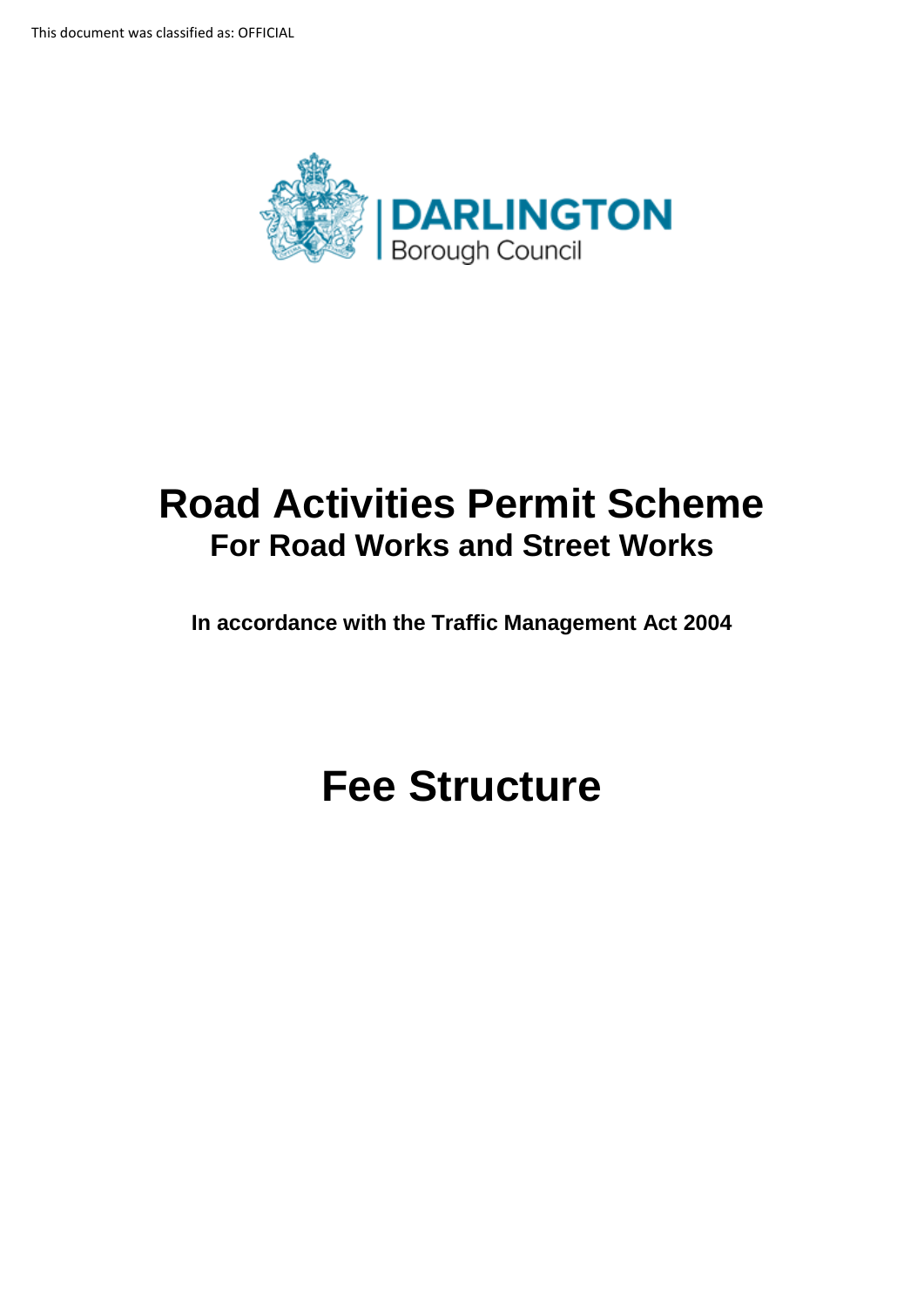This document was classified as: OFFICIAL

DARLINGTON
Borough Council

# Road Activities Permit Scheme

## For Road Works and Street Works

**In accordance with the Traffic Management Act 2004**

# Fee Structure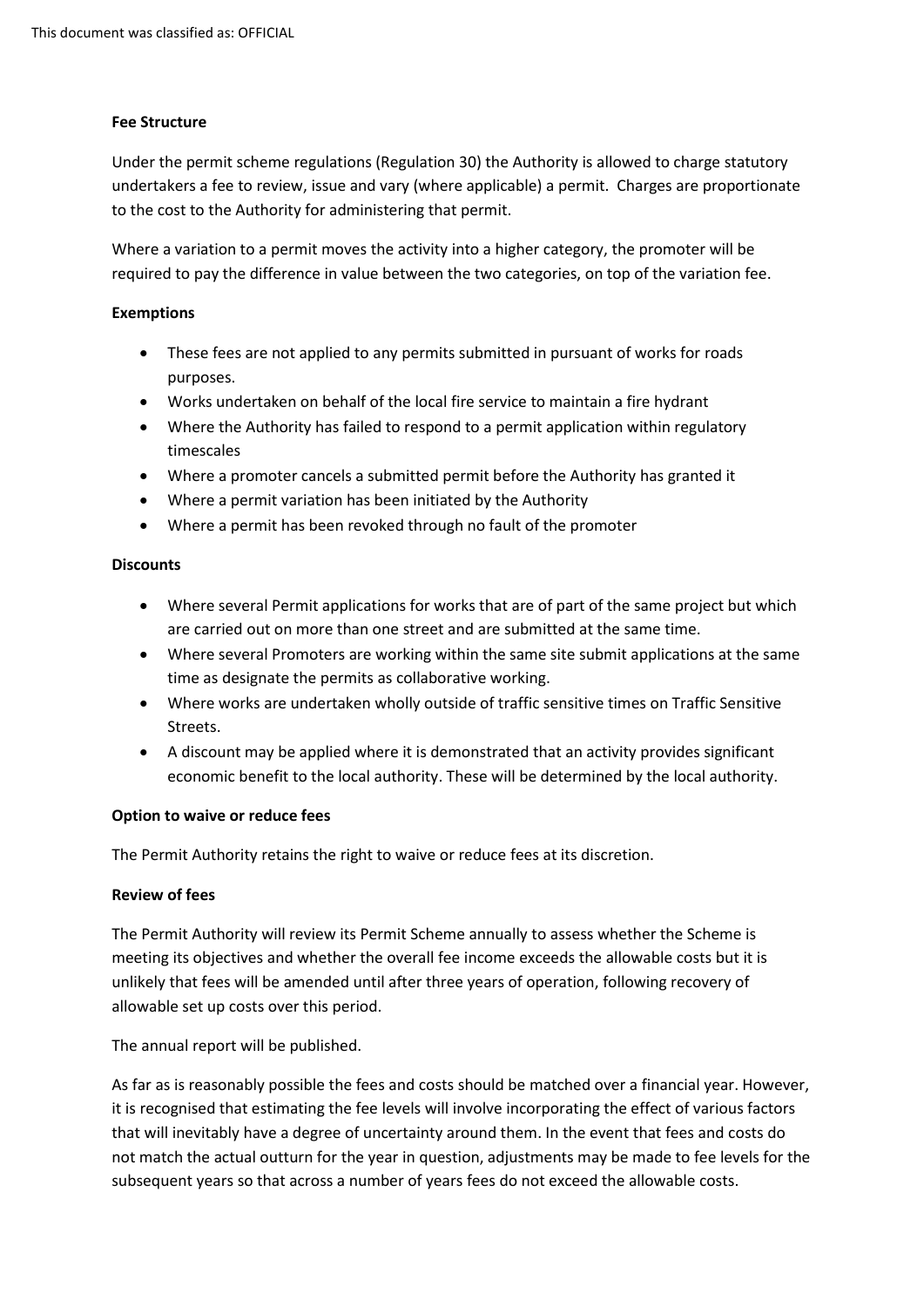**Fee Structure**

Under the permit scheme regulations (Regulation 30) the Authority is allowed to charge statutory undertakers a fee to review, issue and vary (where applicable) a permit. Charges are proportionate to the cost to the Authority for administering that permit.

Where a variation to a permit moves the activity into a higher category, the promoter will be required to pay the difference in value between the two categories, on top of the variation fee.

**Exemptions**

- These fees are not applied to any permits submitted in pursuant of works for roads purposes.
- Works undertaken on behalf of the local fire service to maintain a fire hydrant
- Where the Authority has failed to respond to a permit application within regulatory timescales
- Where a promoter cancels a submitted permit before the Authority has granted it
- Where a permit variation has been initiated by the Authority
- Where a permit has been revoked through no fault of the promoter

**Discounts**

- Where several Permit applications for works that are of part of the same project but which are carried out on more than one street and are submitted at the same time.
- Where several Promoters are working within the same site submit applications at the same time as designate the permits as collaborative working.
- Where works are undertaken wholly outside of traffic sensitive times on Traffic Sensitive Streets.
- A discount may be applied where it is demonstrated that an activity provides significant economic benefit to the local authority. These will be determined by the local authority.

**Option to waive or reduce fees**

The Permit Authority retains the right to waive or reduce fees at its discretion.

**Review of fees**

The Permit Authority will review its Permit Scheme annually to assess whether the Scheme is meeting its objectives and whether the overall fee income exceeds the allowable costs but it is unlikely that fees will be amended until after three years of operation, following recovery of allowable set up costs over this period.

The annual report will be published.

As far as is reasonably possible the fees and costs should be matched over a financial year. However, it is recognised that estimating the fee levels will involve incorporating the effect of various factors that will inevitably have a degree of uncertainty around them. In the event that fees and costs do not match the actual outturn for the year in question, adjustments may be made to fee levels for the subsequent years so that across a number of years fees do not exceed the allowable costs.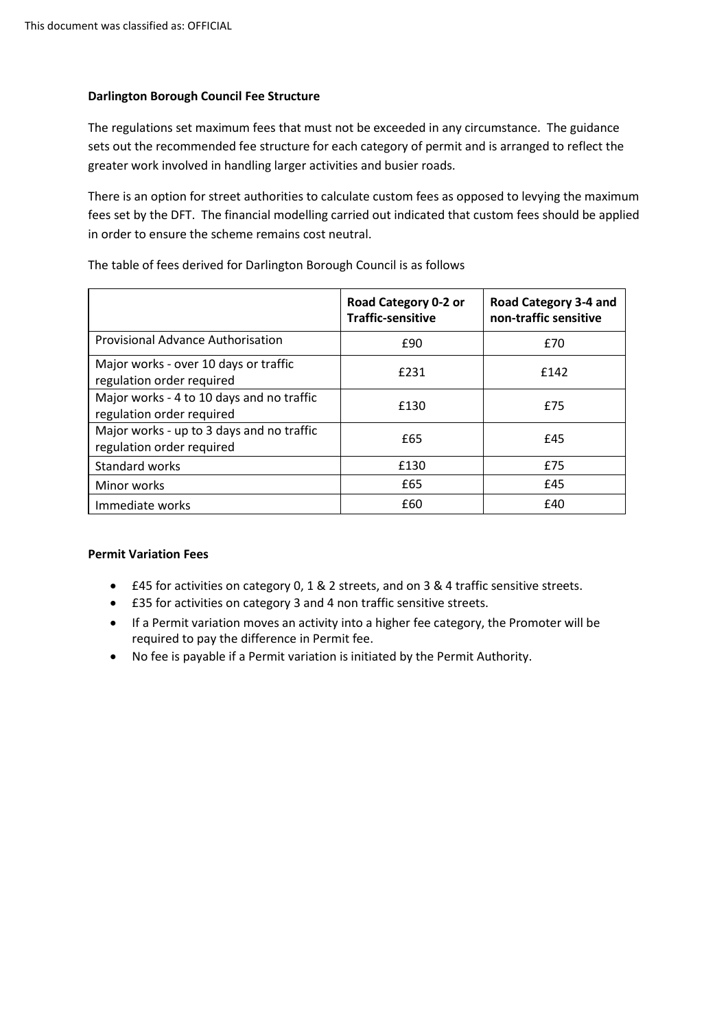**Darlington Borough Council Fee Structure**

The regulations set maximum fees that must not be exceeded in any circumstance. The guidance sets out the recommended fee structure for each category of permit and is arranged to reflect the greater work involved in handling larger activities and busier roads.

There is an option for street authorities to calculate custom fees as opposed to levying the maximum fees set by the DFT. The financial modelling carried out indicated that custom fees should be applied in order to ensure the scheme remains cost neutral.

The table of fees derived for Darlington Borough Council is as follows

| | **Road Category 0-2 or Traffic-sensitive** | **Road Category 3-4 and non-traffic sensitive** |
|---|---|---|
| Provisional Advance Authorisation | £90 | £70 |
| Major works - over 10 days or traffic regulation order required | £231 | £142 |
| Major works - 4 to 10 days and no traffic regulation order required | £130 | £75 |
| Major works - up to 3 days and no traffic regulation order required | £65 | £45 |
| Standard works | £130 | £75 |
| Minor works | £65 | £45 |
| Immediate works | £60 | £40 |

**Permit Variation Fees**

- £45 for activities on category 0, 1 & 2 streets, and on 3 & 4 traffic sensitive streets.
- £35 for activities on category 3 and 4 non traffic sensitive streets.
- If a Permit variation moves an activity into a higher fee category, the Promoter will be required to pay the difference in Permit fee.
- No fee is payable if a Permit variation is initiated by the Permit Authority.